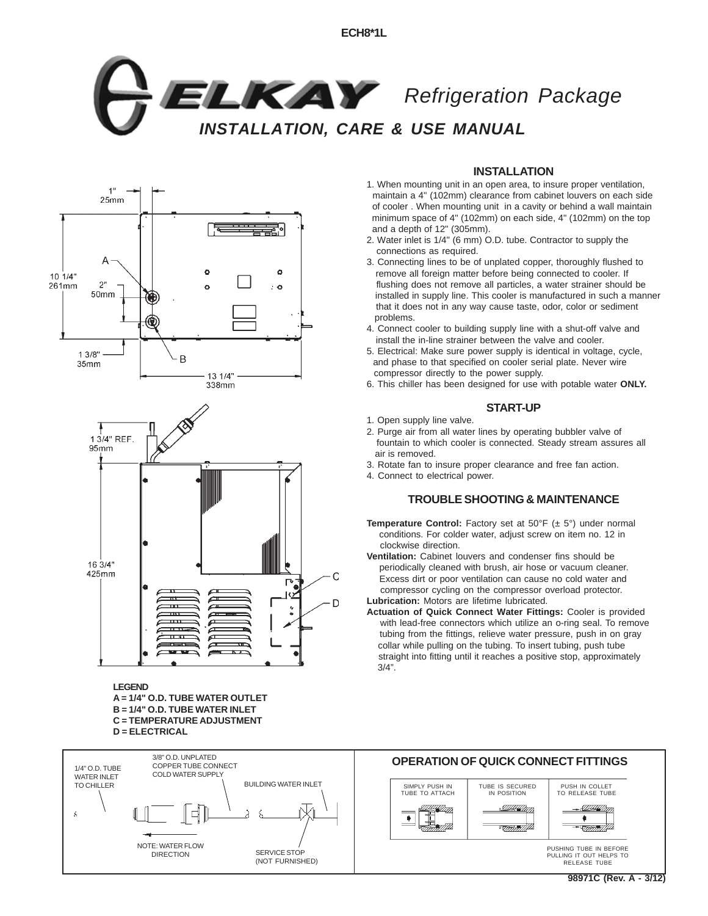ECH8*1L

# ELKAY Refrigeration Package

## INSTALLATION, CARE & USE MANUAL

### INSTALLATION

1. When mounting unit in an open area, to insure proper ventilation, maintain a 4" (102mm) clearance from cabinet louvers on each side of cooler . When mounting unit in a cavity or behind a wall maintain minimum space of 4" (102mm) on each side, 4" (102mm) on the top and a depth of 12" (305mm).
2. Water inlet is 1/4" (6 mm) O.D. tube. Contractor to supply the connections as required.
3. Connecting lines to be of unplated copper, thoroughly flushed to remove all foreign matter before being connected to cooler. If flushing does not remove all particles, a water strainer should be installed in supply line. This cooler is manufactured in such a manner that it does not in any way cause taste, odor, color or sediment problems.
4. Connect cooler to building supply line with a shut-off valve and install the in-line strainer between the valve and cooler.
5. Electrical: Make sure power supply is identical in voltage, cycle, and phase to that specified on cooler serial plate. Never wire compressor directly to the power supply.
6. This chiller has been designed for use with potable water **ONLY.**

### START-UP

1. Open supply line valve.
2. Purge air from all water lines by operating bubbler valve of fountain to which cooler is connected. Steady stream assures all air is removed.
3. Rotate fan to insure proper clearance and free fan action.
4. Connect to electrical power.

### TROUBLE SHOOTING & MAINTENANCE

**Temperature Control:** Factory set at 50°F (± 5°) under normal conditions. For colder water, adjust screw on item no. 12 in clockwise direction.

**Ventilation:** Cabinet louvers and condenser fins should be periodically cleaned with brush, air hose or vacuum cleaner. Excess dirt or poor ventilation can cause no cold water and compressor cycling on the compressor overload protector.

**Lubrication:** Motors are lifetime lubricated.

**Actuation of Quick Connect Water Fittings:** Cooler is provided with lead-free connectors which utilize an o-ring seal. To remove tubing from the fittings, relieve water pressure, push in on gray collar while pulling on the tubing. To insert tubing, push tube straight into fitting until it reaches a positive stop, approximately 3/4".

1" 25mm; 10 1/4" 261mm; 2" 50mm; 1 3/8" 35mm; 13 1/4" 338mm; 1 3/4" REF. 95mm; 16 3/4" 425mm

**LEGEND**
**A = 1/4" O.D. TUBE WATER OUTLET**
**B = 1/4" O.D. TUBE WATER INLET**
**C = TEMPERATURE ADJUSTMENT**
**D = ELECTRICAL**

1/4" O.D. TUBE WATER INLET TO CHILLER
3/8" O.D. UNPLATED COPPER TUBE CONNECT COLD WATER SUPPLY
BUILDING WATER INLET
NOTE: WATER FLOW DIRECTION
SERVICE STOP (NOT FURNISHED)

### OPERATION OF QUICK CONNECT FITTINGS

| SIMPLY PUSH IN TUBE TO ATTACH | TUBE IS SECURED IN POSITION | PUSH IN COLLET TO RELEASE TUBE |
|---|---|---|

PUSHING TUBE IN BEFORE PULLING IT OUT HELPS TO RELEASE TUBE

98971C (Rev. A - 3/12)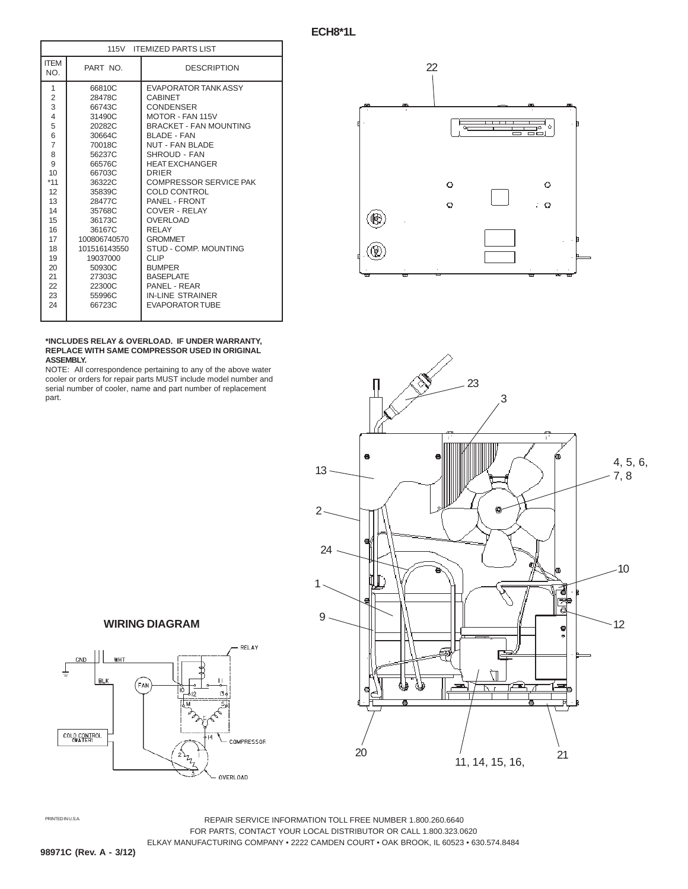# ECH8*1L

| 115V ITEMIZED PARTS LIST | | |
|---|---|---|
| ITEM NO. | PART NO. | DESCRIPTION |
| 1 | 66810C | EVAPORATOR TANK ASSY |
| 2 | 28478C | CABINET |
| 3 | 66743C | CONDENSER |
| 4 | 31490C | MOTOR - FAN 115V |
| 5 | 20282C | BRACKET - FAN MOUNTING |
| 6 | 30664C | BLADE - FAN |
| 7 | 70018C | NUT - FAN BLADE |
| 8 | 56237C | SHROUD - FAN |
| 9 | 66576C | HEAT EXCHANGER |
| 10 | 66703C | DRIER |
| *11 | 36322C | COMPRESSOR SERVICE PAK |
| 12 | 35839C | COLD CONTROL |
| 13 | 28477C | PANEL - FRONT |
| 14 | 35768C | COVER - RELAY |
| 15 | 36173C | OVERLOAD |
| 16 | 36167C | RELAY |
| 17 | 100806740570 | GROMMET |
| 18 | 101516143550 | STUD - COMP. MOUNTING |
| 19 | 19037000 | CLIP |
| 20 | 50930C | BUMPER |
| 21 | 27303C | BASEPLATE |
| 22 | 22300C | PANEL - REAR |
| 23 | 55996C | IN-LINE STRAINER |
| 24 | 66723C | EVAPORATOR TUBE |

**\*INCLUDES RELAY & OVERLOAD. IF UNDER WARRANTY, REPLACE WITH SAME COMPRESSOR USED IN ORIGINAL ASSEMBLY.**

NOTE: All correspondence pertaining to any of the above water cooler or orders for repair parts MUST include model number and serial number of cooler, name and part number of replacement part.

22

23
3
13
4, 5, 6, 7, 8
2
24
10
1
9
12
20
11, 14, 15, 16,
21

## WIRING DIAGRAM

GND
WHT
BLK
FAN
RELAY
COLD CONTROL (WATER)
COMPRESSOR
OVERLOAD

PRINTED IN U.S.A.

REPAIR SERVICE INFORMATION TOLL FREE NUMBER 1.800.260.6640
FOR PARTS, CONTACT YOUR LOCAL DISTRIBUTOR OR CALL 1.800.323.0620
ELKAY MANUFACTURING COMPANY • 2222 CAMDEN COURT • OAK BROOK, IL 60523 • 630.574.8484

**98971C (Rev. A - 3/12)**